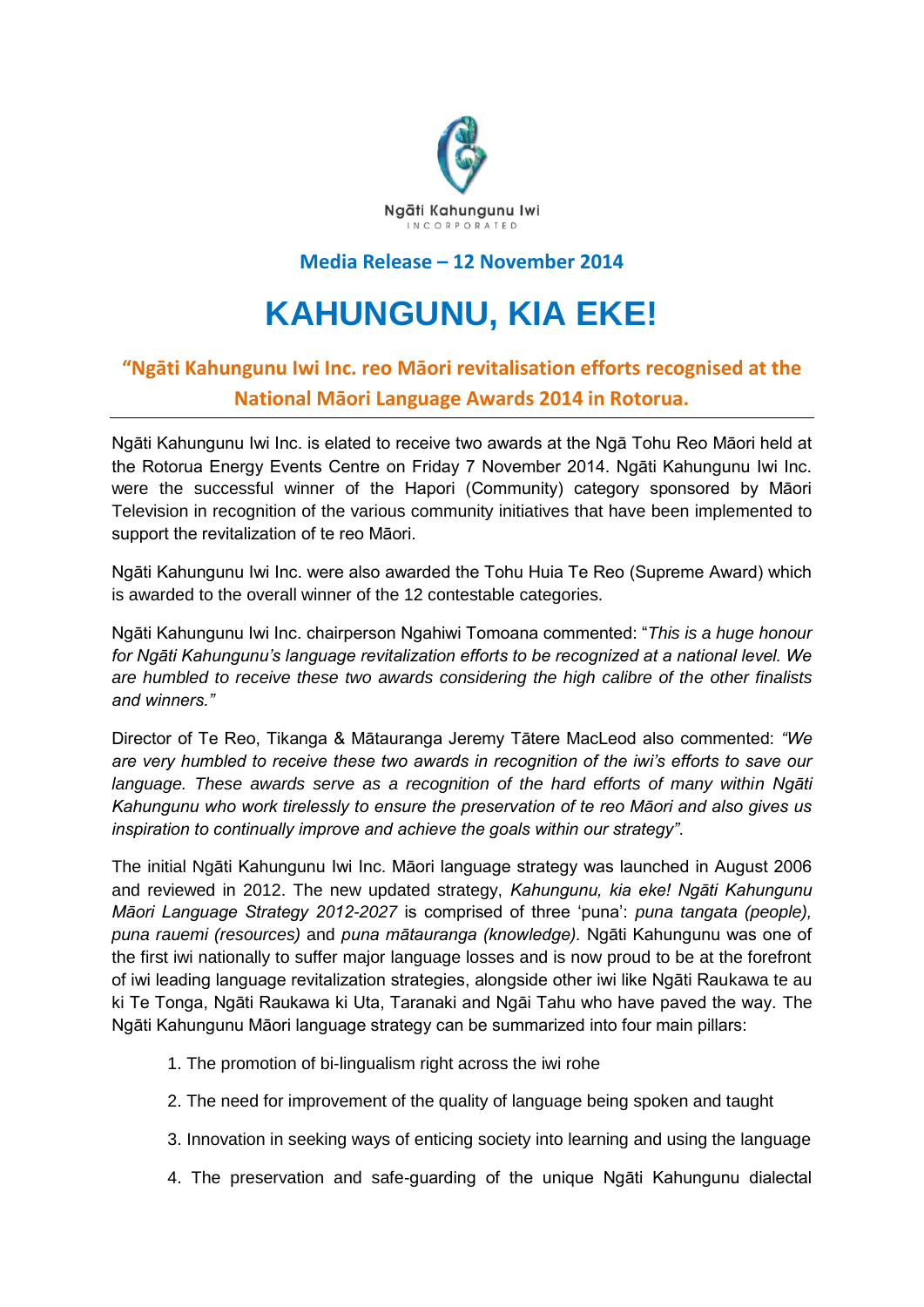Ngāti Kahungunu Iwi

INCORPORATED

**Media Release – 12 November 2014**

# KAHUNGUNU, KIA EKE!

## "Ngāti Kahungunu Iwi Inc. reo Māori revitalisation efforts recognised at the National Māori Language Awards 2014 in Rotorua.

Ngāti Kahungunu Iwi Inc. is elated to receive two awards at the Ngā Tohu Reo Māori held at the Rotorua Energy Events Centre on Friday 7 November 2014. Ngāti Kahungunu Iwi Inc. were the successful winner of the Hapori (Community) category sponsored by Māori Television in recognition of the various community initiatives that have been implemented to support the revitalization of te reo Māori.

Ngāti Kahungunu Iwi Inc. were also awarded the Tohu Huia Te Reo (Supreme Award) which is awarded to the overall winner of the 12 contestable categories.

Ngāti Kahungunu Iwi Inc. chairperson Ngahiwi Tomoana commented: "*This is a huge honour for Ngāti Kahungunu's language revitalization efforts to be recognized at a national level. We are humbled to receive these two awards considering the high calibre of the other finalists and winners."*

Director of Te Reo, Tikanga & Mātauranga Jeremy Tātere MacLeod also commented: *"We are very humbled to receive these two awards in recognition of the iwi's efforts to save our language. These awards serve as a recognition of the hard efforts of many within Ngāti Kahungunu who work tirelessly to ensure the preservation of te reo Māori and also gives us inspiration to continually improve and achieve the goals within our strategy".*

The initial Ngāti Kahungunu Iwi Inc. Māori language strategy was launched in August 2006 and reviewed in 2012. The new updated strategy, *Kahungunu, kia eke! Ngāti Kahungunu Māori Language Strategy 2012-2027* is comprised of three 'puna': *puna tangata (people), puna rauemi (resources)* and *puna mātauranga (knowledge).* Ngāti Kahungunu was one of the first iwi nationally to suffer major language losses and is now proud to be at the forefront of iwi leading language revitalization strategies, alongside other iwi like Ngāti Raukawa te au ki Te Tonga, Ngāti Raukawa ki Uta, Taranaki and Ngāi Tahu who have paved the way. The Ngāti Kahungunu Māori language strategy can be summarized into four main pillars:

1. The promotion of bi-lingualism right across the iwi rohe
2. The need for improvement of the quality of language being spoken and taught
3. Innovation in seeking ways of enticing society into learning and using the language
4. The preservation and safe-guarding of the unique Ngāti Kahungunu dialectal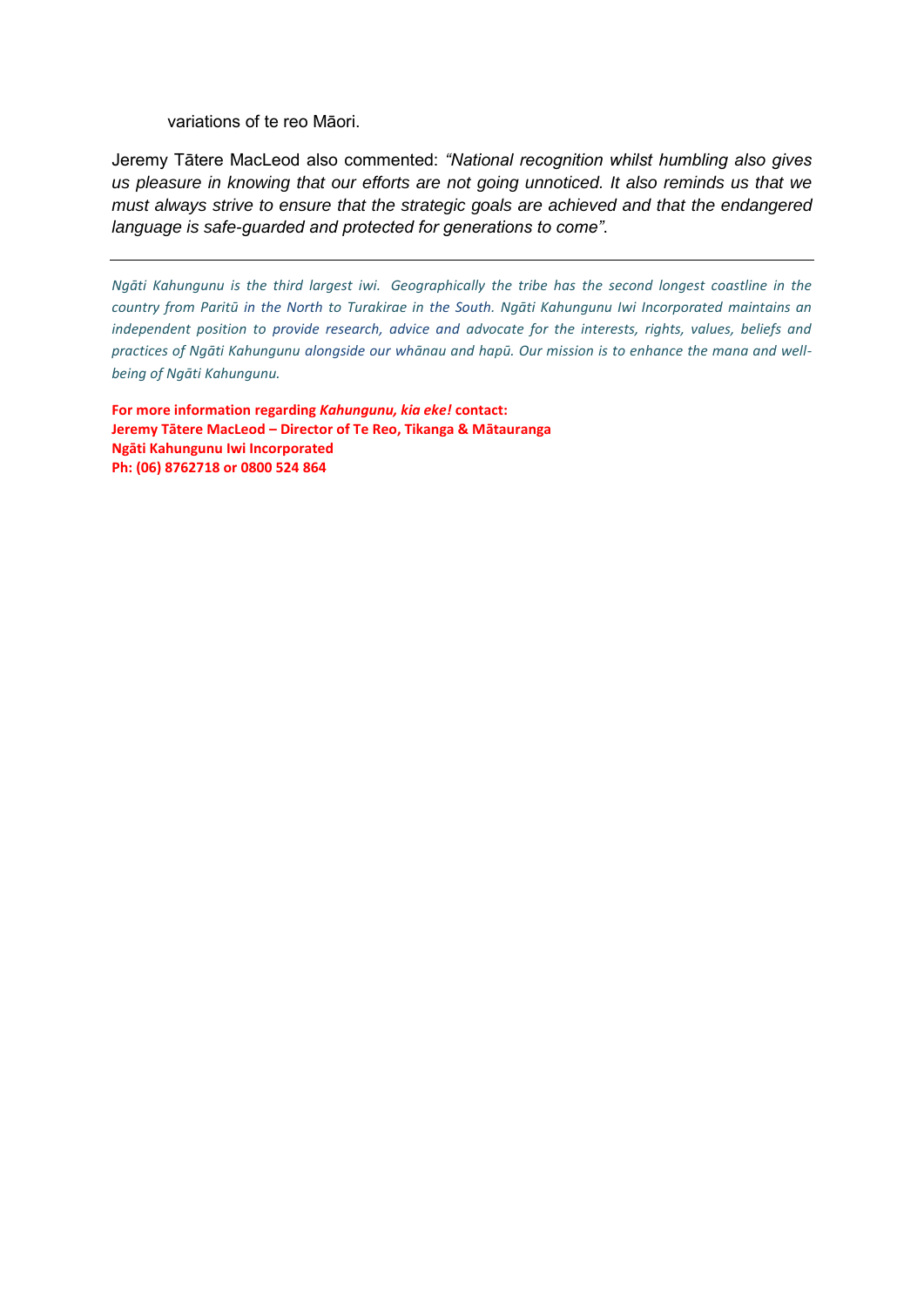variations of te reo Māori.

Jeremy Tātere MacLeod also commented: *"National recognition whilst humbling also gives us pleasure in knowing that our efforts are not going unnoticed. It also reminds us that we must always strive to ensure that the strategic goals are achieved and that the endangered language is safe-guarded and protected for generations to come"*.

---

*Ngāti Kahungunu is the third largest iwi. Geographically the tribe has the second longest coastline in the country from Paritū in the North to Turakirae in the South. Ngāti Kahungunu Iwi Incorporated maintains an independent position to provide research, advice and advocate for the interests, rights, values, beliefs and practices of Ngāti Kahungunu alongside our whānau and hapū. Our mission is to enhance the mana and well-being of Ngāti Kahungunu.*

**For more information regarding *Kahungunu, kia eke!* contact:**
**Jeremy Tātere MacLeod – Director of Te Reo, Tikanga & Mātauranga**
**Ngāti Kahungunu Iwi Incorporated**
**Ph: (06) 8762718 or 0800 524 864**